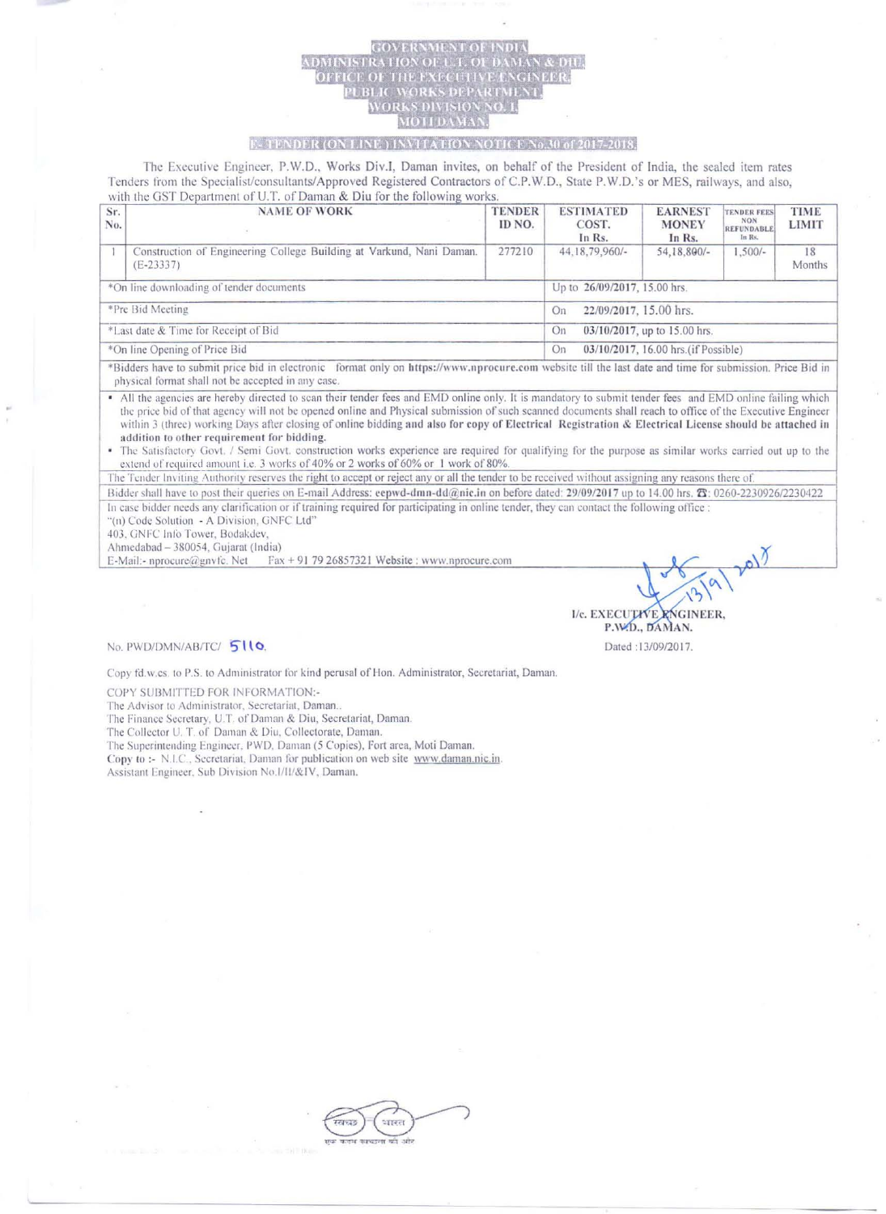# GOVERNMENT OF INDIA
## ADMINISTRATION OF U.T. OF DAMAN & DIU
## OFFICE OF THE EXECUTIVE ENGINEER
## PUBLIC WORKS DEPARTMENT
## WORKS DIVISION NO. I,
## MOTI DAMAN.

### E-TENDER (ON LINE) INVITATION NOTICE No.30 of 2017-2018.

The Executive Engineer, P.W.D., Works Div.I, Daman invites, on behalf of the President of India, the sealed item rates Tenders from the Specialist/consultants/Approved Registered Contractors of C.P.W.D., State P.W.D.'s or MES, railways, and also, with the GST Department of U.T. of Daman & Diu for the following works.

| Sr. No. | NAME OF WORK | TENDER ID NO. | ESTIMATED COST. In Rs. | EARNEST MONEY In Rs. | TENDER FEES NON REFUNDABLE In Rs. | TIME LIMIT |
|---|---|---|---|---|---|---|
| 1 | Construction of Engineering College Building at Varkund, Nani Daman. (E-23337) | 277210 | 44,18,79,960/- | 54,18,800/- | 1,500/- | 18 Months |
| *On line downloading of tender documents | | | Up to 26/09/2017, 15.00 hrs. | | | |
| *Pre Bid Meeting | | | On 22/09/2017, 15.00 hrs. | | | |
| *Last date & Time for Receipt of Bid | | | On 03/10/2017, up to 15.00 hrs. | | | |
| *On line Opening of Price Bid | | | On 03/10/2017, 16.00 hrs.(if Possible) | | | |

*Bidders have to submit price bid in electronic format only on **https://www.nprocure.com** website till the last date and time for submission. Price Bid in physical format shall not be accepted in any case.

- All the agencies are hereby directed to scan their tender fees and EMD online only. It is mandatory to submit tender fees and EMD online failing which the price bid of that agency will not be opened online and Physical submission of such scanned documents shall reach to office of the Executive Engineer within 3 (three) working Days after closing of online bidding **and also for copy of Electrical Registration & Electrical License should be attached in addition to other requirement for bidding.**
- The Satisfactory Govt. / Semi Govt. construction works experience are required for qualifying for the purpose as similar works carried out up to the extend of required amount i.e. 3 works of 40% or 2 works of 60% or 1 work of 80%.

The Tender Inviting Authority reserves the right to accept or reject any or all the tender to be received without assigning any reasons there of.

Bidder shall have to post their queries on E-mail Address: **eepwd-dmn-dd@nic.in** on before dated: **29/09/2017** up to 14.00 hrs. ☎: 0260-2230926/2230422

In case bidder needs any clarification or if training required for participating in online tender, they can contact the following office :
"(n) Code Solution - A Division, GNFC Ltd"
403, GNFC Info Tower, Bodakdev,
Ahmedabad – 380054, Gujarat (India)
E-Mail:- nprocure@gnvfc. Net Fax + 91 79 26857321 Website : www.nprocure.com

13/9/2017

I/c. EXECUTIVE ENGINEER,
P.W.D., DAMAN.

No. PWD/DMN/AB/TC/ 5110.

Dated :13/09/2017.

Copy fd.w.cs. to P.S. to Administrator for kind perusal of Hon. Administrator, Secretariat, Daman.

COPY SUBMITTED FOR INFORMATION:-
The Advisor to Administrator, Secretariat, Daman..
The Finance Secretary, U.T. of Daman & Diu, Secretariat, Daman.
The Collector U. T. of Daman & Diu, Collectorate, Daman.
The Superintending Engineer, PWD, Daman (5 Copies), Fort area, Moti Daman.
Copy to :- N.I.C., Secretariat, Daman for publication on web site www.daman.nic.in.
Assistant Engineer, Sub Division No.I/II/&IV, Daman.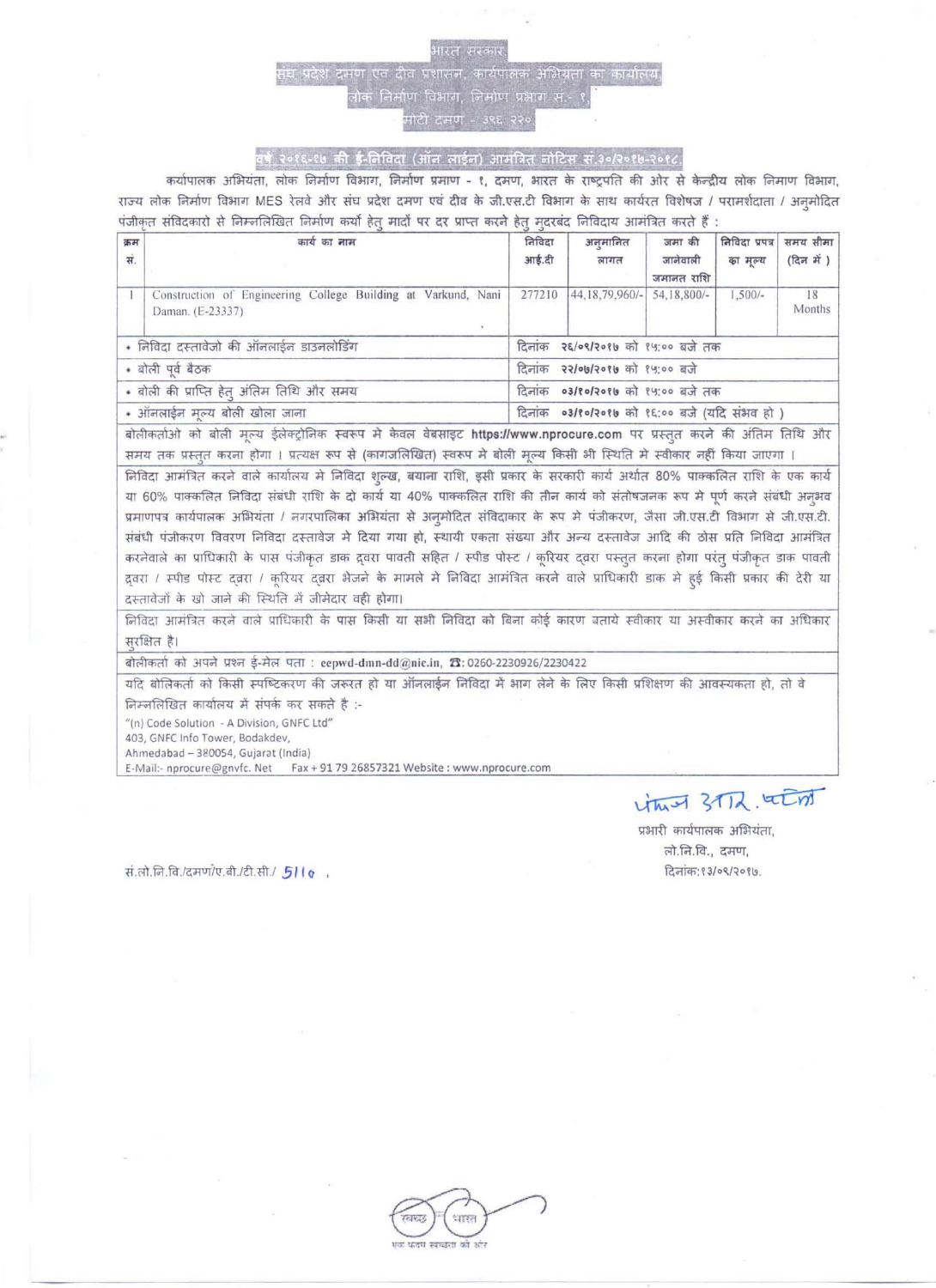# भारत सरकार

## संघ प्रदेश दमण एव दीव प्रशासन, कार्यपालक अभियंता का कार्यालय,

## लोक निर्माण विभाग, निर्माण प्रभाग सं.- १,

## मोटी दमण - ३९६ २२०

### वर्ष २०१६-१७ की ई-निविदा (ऑन लाईन) आमंत्रित नोटिस सं.३०/२०१७-२०१८.

कर्यापालक अभियंता, लोक निर्माण विभाग, निर्माण प्रमाण - १, दमण, भारत के राष्ट्रपति की ओर से केन्द्रीय लोक निर्माण विभाग, राज्य लोक निर्माण विभाग MES रेलवे और संघ प्रदेश दमण एवं दीव के जी.एस.टी विभाग के साथ कार्यरत विशेषज / परामर्शदाता / अनुमोदित पंजीकृत संविदकारो से निम्नलिखित निर्माण कार्यो हेतु मादों पर दर प्राप्त करने हेतु मुदरबंद निविदाय आमंत्रित करते हैं :

| क्रम सं. | कार्य का नाम | निविदा आई.डी | अनुमानित लागत | जमा की जानेवाली जमानत राशि | निविदा प्रपत्र का मूल्य | समय सीमा (दिन में ) |
|---|---|---|---|---|---|---|
| 1 | Construction of Engineering College Building at Varkund, Nani Daman. (E-23337) | 277210 | 44,18,79,960/- | 54,18,800/- | 1,500/- | 18 Months |

| | |
|---|---|
| • निविदा दस्तावेजो की ऑनलाईन डाउनलोडिंग | दिनांक २६/०९/२०१७ को १५:०० बजे तक |
| • बोली पूर्व बैठक | दिनांक २२/०७/२०१७ को १५:०० बजे |
| • बोली की प्राप्ति हेतु अंतिम तिथि और समय | दिनांक ०३/१०/२०१७ को १५:०० बजे तक |
| • ऑनलाईन मूल्य बोली खोला जाना | दिनांक ०३/१०/२०१७ को १६:०० बजे (यदि संभव हो ) |

बोलीकर्ताओ को बोली मूल्य ईलेक्ट्रोनिक स्वरूप मे केवल वेबसाइट **https://www.nprocure.com** पर प्रस्तुत करने की अंतिम तिथि और समय तक प्रस्तुत करना होगा । प्रत्यक्ष रूप से (कागजलिखित) स्वरूप मे बोली मूल्य किसी भी स्थिति मे स्वीकार नहीं किया जाएगा ।

निविदा आमंत्रित करने वाले कार्यालय मे निविदा शुल्क, बयाना राशि, इसी प्रकार के सरकारी कार्य अर्थात 80% पाक्कलित राशि के एक कार्य या 60% पाक्कलित निविदा संबंधी राशि के दो कार्य या 40% पाक्कलित राशि की तीन कार्य को संतोषजनक रूप मे पूर्ण करने संबंधी अनुभव प्रमाणपत्र कार्यपालक अभियंता / नगरपालिका अभियंता से अनुमोदित संविदाकार के रूप मे पंजीकरण, जैसा जी.एस.टी विभाग से जी.एस.टी. संबंधी पंजीकरण विवरण निविदा दस्तावेज मे दिया गया हो, स्थायी एकता संख्या और अन्य दस्तावेज आदि की ठोस प्रति निविदा आमंत्रित करनेवाले का प्राधिकारी के पास पंजीकृत डाक द्वरा पावती सहित / स्पीड पोस्ट / कूरियर द्वरा पस्तुत करना होगा परंतु पंजीकृत डाक पावती द्वरा / स्पीड पोस्ट द्वरा / कूरियर द्वरा भेजने के मामले मे निविदा आमंत्रित करने वाले प्राधिकारी डाक मे हुई किसी प्रकार की देरी या दस्तावेजों के खो जाने की स्थिति में जीमेदार नही होगा।

निविदा आमंत्रित करने वाले प्राधिकारी के पास किसी या सभी निविदा को बिना कोई कारण बताये स्वीकार या अस्वीकार करने का अधिकार सुरक्षित है।

बोलीकर्ता को अपने प्रश्न ई-मेल पता : **eepwd-dmn-dd@nic.in**, ☎: 0260-2230926/2230422

यदि बोलिकर्ता को किसी स्पष्टिकरण की जरूरत हो या ऑनलाईन निविदा में भाग लेने के लिए किसी प्रशिक्षण की आवश्यकता हो, तो वे निम्नलिखित कार्यालय में संपर्क कर सकते है :-

"(n) Code Solution - A Division, GNFC Ltd"
403, GNFC Info Tower, Bodakdev,
Ahmedabad – 380054, Gujarat (India)
E-Mail:- nprocure@gnvfc. Net Fax + 91 79 26857321 Website : www.nprocure.com

पंकज आर. पटेल

प्रभारी कार्यपालक अभियंता,
लो.नि.वि., दमण,
दिनांक:१३/०९/२०१७.

सं.लो.नि.वि./दमण/ए.बी./टी.सी./ 5110 ,

स्वच्छ भारत
एक कदम स्वच्छता की ओर